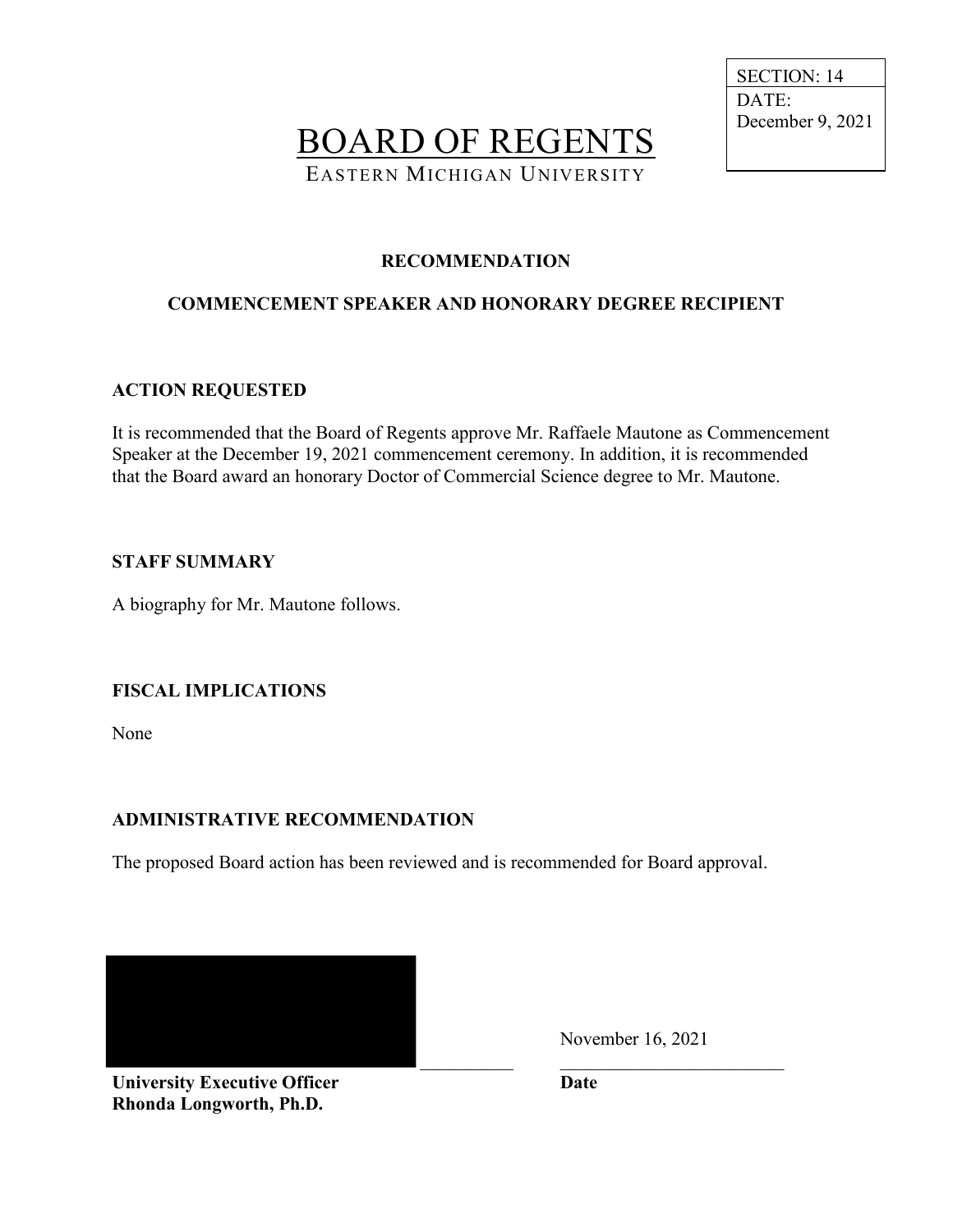SECTION: 14
DATE: December 9, 2021

# BOARD OF REGENTS

EASTERN MICHIGAN UNIVERSITY

**RECOMMENDATION**

**COMMENCEMENT SPEAKER AND HONORARY DEGREE RECIPIENT**

**ACTION REQUESTED**

It is recommended that the Board of Regents approve Mr. Raffaele Mautone as Commencement Speaker at the December 19, 2021 commencement ceremony. In addition, it is recommended that the Board award an honorary Doctor of Commercial Science degree to Mr. Mautone.

**STAFF SUMMARY**

A biography for Mr. Mautone follows.

**FISCAL IMPLICATIONS**

None

**ADMINISTRATIVE RECOMMENDATION**

The proposed Board action has been reviewed and is recommended for Board approval.

**University Executive Officer**
**Rhonda Longworth, Ph.D.**

November 16, 2021
**Date**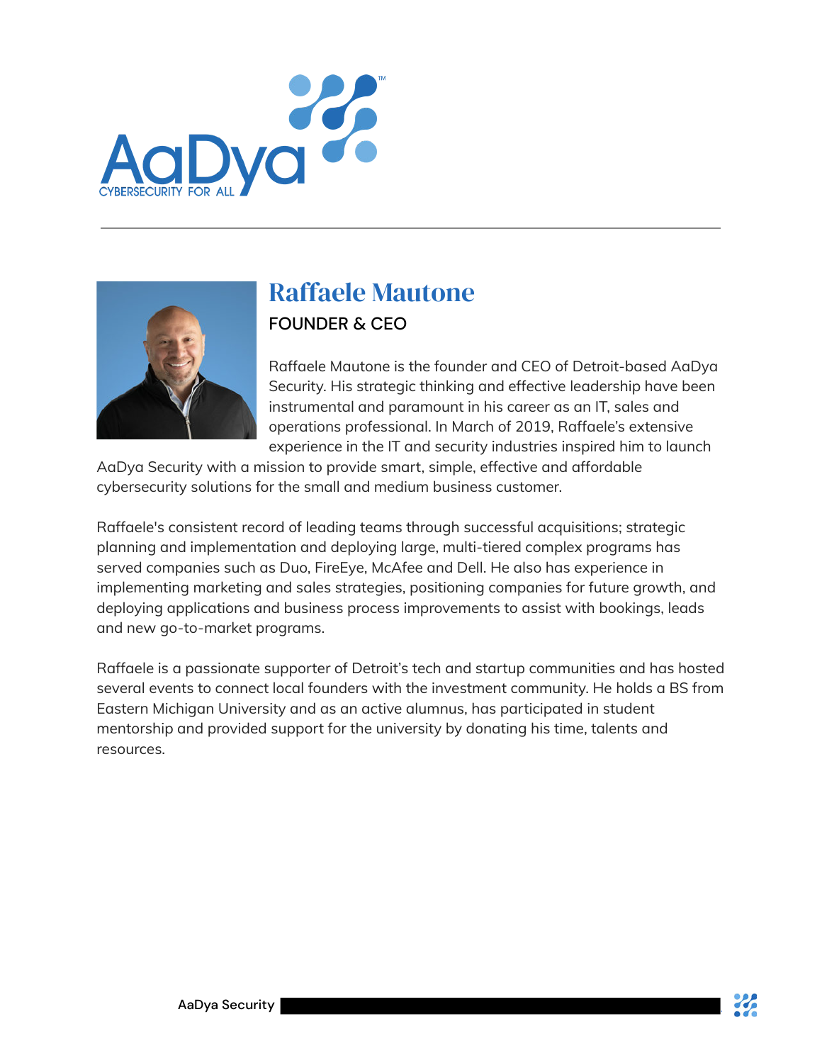# Raffaele Mautone

FOUNDER & CEO

Raffaele Mautone is the founder and CEO of Detroit-based AaDya Security. His strategic thinking and effective leadership have been instrumental and paramount in his career as an IT, sales and operations professional. In March of 2019, Raffaele's extensive experience in the IT and security industries inspired him to launch AaDya Security with a mission to provide smart, simple, effective and affordable cybersecurity solutions for the small and medium business customer.

Raffaele's consistent record of leading teams through successful acquisitions; strategic planning and implementation and deploying large, multi-tiered complex programs has served companies such as Duo, FireEye, McAfee and Dell. He also has experience in implementing marketing and sales strategies, positioning companies for future growth, and deploying applications and business process improvements to assist with bookings, leads and new go-to-market programs.

Raffaele is a passionate supporter of Detroit's tech and startup communities and has hosted several events to connect local founders with the investment community. He holds a BS from Eastern Michigan University and as an active alumnus, has participated in student mentorship and provided support for the university by donating his time, talents and resources.